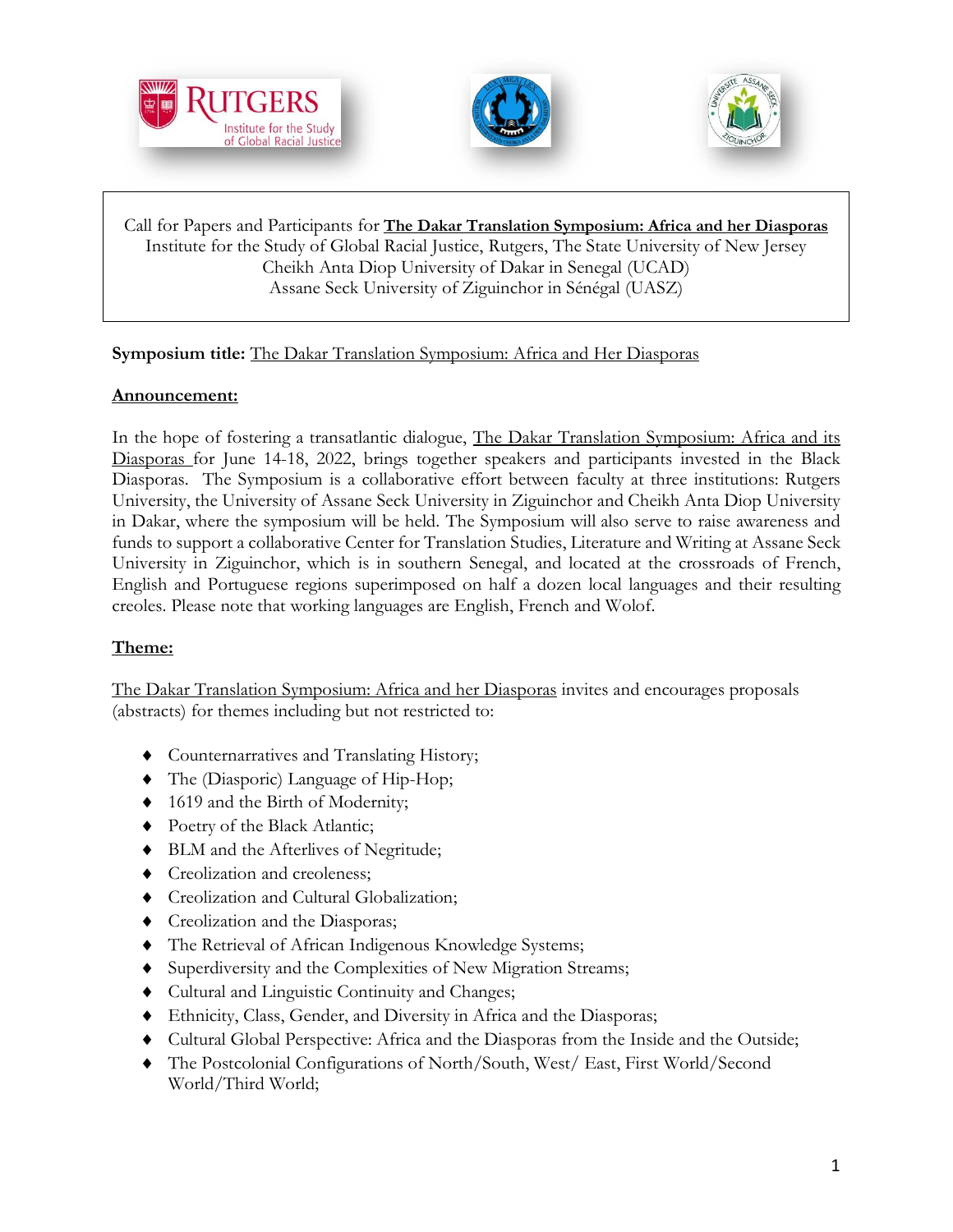Call for Papers and Participants for **The Dakar Translation Symposium: Africa and her Diasporas**
Institute for the Study of Global Racial Justice, Rutgers, The State University of New Jersey
Cheikh Anta Diop University of Dakar in Senegal (UCAD)
Assane Seck University of Ziguinchor in Sénégal (UASZ)

**Symposium title:** The Dakar Translation Symposium: Africa and Her Diasporas

**Announcement:**

In the hope of fostering a transatlantic dialogue, The Dakar Translation Symposium: Africa and its Diasporas for June 14-18, 2022, brings together speakers and participants invested in the Black Diasporas. The Symposium is a collaborative effort between faculty at three institutions: Rutgers University, the University of Assane Seck University in Ziguinchor and Cheikh Anta Diop University in Dakar, where the symposium will be held. The Symposium will also serve to raise awareness and funds to support a collaborative Center for Translation Studies, Literature and Writing at Assane Seck University in Ziguinchor, which is in southern Senegal, and located at the crossroads of French, English and Portuguese regions superimposed on half a dozen local languages and their resulting creoles. Please note that working languages are English, French and Wolof.

**Theme:**

The Dakar Translation Symposium: Africa and her Diasporas invites and encourages proposals (abstracts) for themes including but not restricted to:

- Counternarratives and Translating History;
- The (Diasporic) Language of Hip-Hop;
- 1619 and the Birth of Modernity;
- Poetry of the Black Atlantic;
- BLM and the Afterlives of Negritude;
- Creolization and creoleness;
- Creolization and Cultural Globalization;
- Creolization and the Diasporas;
- The Retrieval of African Indigenous Knowledge Systems;
- Superdiversity and the Complexities of New Migration Streams;
- Cultural and Linguistic Continuity and Changes;
- Ethnicity, Class, Gender, and Diversity in Africa and the Diasporas;
- Cultural Global Perspective: Africa and the Diasporas from the Inside and the Outside;
- The Postcolonial Configurations of North/South, West/ East, First World/Second World/Third World;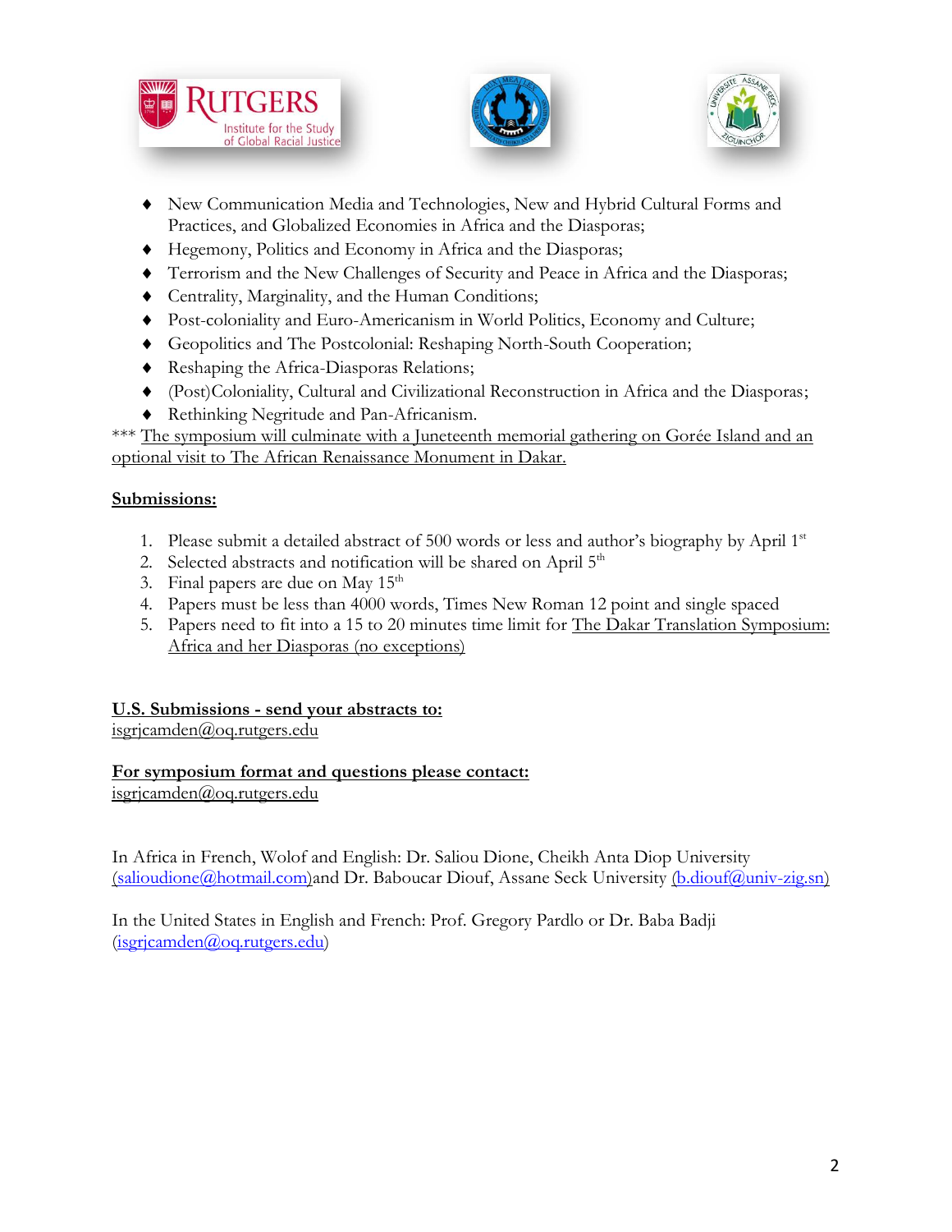- New Communication Media and Technologies, New and Hybrid Cultural Forms and Practices, and Globalized Economies in Africa and the Diasporas;
- Hegemony, Politics and Economy in Africa and the Diasporas;
- Terrorism and the New Challenges of Security and Peace in Africa and the Diasporas;
- Centrality, Marginality, and the Human Conditions;
- Post-coloniality and Euro-Americanism in World Politics, Economy and Culture;
- Geopolitics and The Postcolonial: Reshaping North-South Cooperation;
- Reshaping the Africa-Diasporas Relations;
- (Post)Coloniality, Cultural and Civilizational Reconstruction in Africa and the Diasporas;
- Rethinking Negritude and Pan-Africanism.

*** The symposium will culminate with a Juneteenth memorial gathering on Gorée Island and an optional visit to The African Renaissance Monument in Dakar.

**Submissions:**

1. Please submit a detailed abstract of 500 words or less and author's biography by April 1st
2. Selected abstracts and notification will be shared on April 5th
3. Final papers are due on May 15th
4. Papers must be less than 4000 words, Times New Roman 12 point and single spaced
5. Papers need to fit into a 15 to 20 minutes time limit for The Dakar Translation Symposium: Africa and her Diasporas (no exceptions)

**U.S. Submissions - send your abstracts to:**
isgrjcamden@oq.rutgers.edu

**For symposium format and questions please contact:**
isgrjcamden@oq.rutgers.edu

In Africa in French, Wolof and English: Dr. Saliou Dione, Cheikh Anta Diop University (salioudione@hotmail.com) and Dr. Baboucar Diouf, Assane Seck University (b.diouf@univ-zig.sn)

In the United States in English and French: Prof. Gregory Pardlo or Dr. Baba Badji (isgrjcamden@oq.rutgers.edu)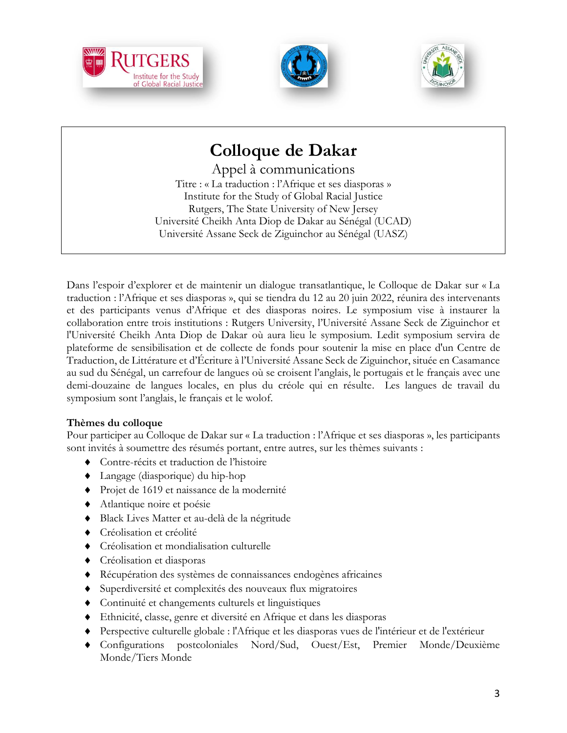# Colloque de Dakar

## Appel à communications

Titre : « La traduction : l'Afrique et ses diasporas »
Institute for the Study of Global Racial Justice
Rutgers, The State University of New Jersey
Université Cheikh Anta Diop de Dakar au Sénégal (UCAD)
Université Assane Seck de Ziguinchor au Sénégal (UASZ)

Dans l'espoir d'explorer et de maintenir un dialogue transatlantique, le Colloque de Dakar sur « La traduction : l'Afrique et ses diasporas », qui se tiendra du 12 au 20 juin 2022, réunira des intervenants et des participants venus d'Afrique et des diasporas noires. Le symposium vise à instaurer la collaboration entre trois institutions : Rutgers University, l'Université Assane Seck de Ziguinchor et l'Université Cheikh Anta Diop de Dakar où aura lieu le symposium. Ledit symposium servira de plateforme de sensibilisation et de collecte de fonds pour soutenir la mise en place d'un Centre de Traduction, de Littérature et d'Écriture à l'Université Assane Seck de Ziguinchor, située en Casamance au sud du Sénégal, un carrefour de langues où se croisent l'anglais, le portugais et le français avec une demi-douzaine de langues locales, en plus du créole qui en résulte. Les langues de travail du symposium sont l'anglais, le français et le wolof.

**Thèmes du colloque**

Pour participer au Colloque de Dakar sur « La traduction : l'Afrique et ses diasporas », les participants sont invités à soumettre des résumés portant, entre autres, sur les thèmes suivants :

- Contre-récits et traduction de l'histoire
- Langage (diasporique) du hip-hop
- Projet de 1619 et naissance de la modernité
- Atlantique noire et poésie
- Black Lives Matter et au-delà de la négritude
- Créolisation et créolité
- Créolisation et mondialisation culturelle
- Créolisation et diasporas
- Récupération des systèmes de connaissances endogènes africaines
- Superdiversité et complexités des nouveaux flux migratoires
- Continuité et changements culturels et linguistiques
- Ethnicité, classe, genre et diversité en Afrique et dans les diasporas
- Perspective culturelle globale : l'Afrique et les diasporas vues de l'intérieur et de l'extérieur
- Configurations postcoloniales Nord/Sud, Ouest/Est, Premier Monde/Deuxième Monde/Tiers Monde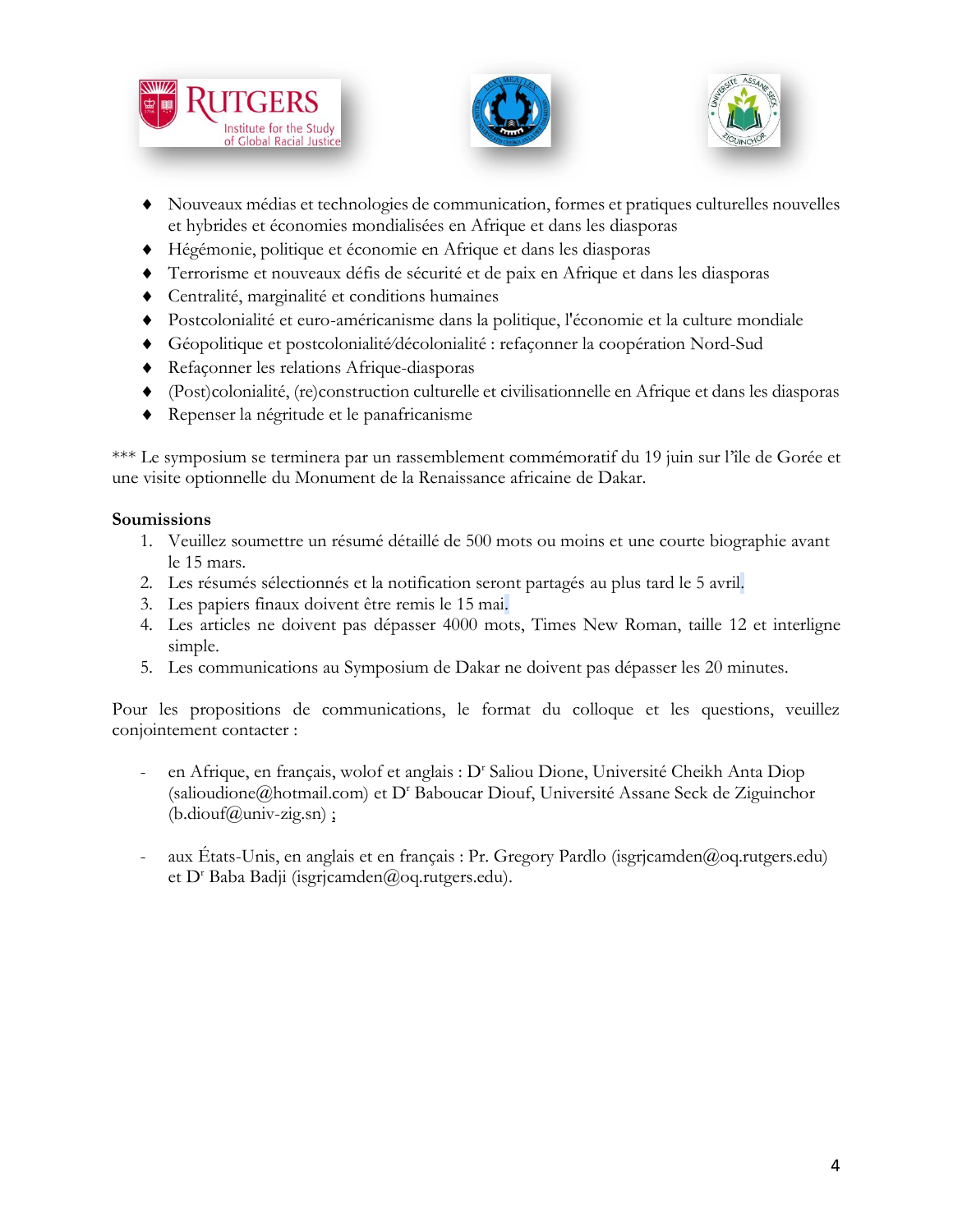- Nouveaux médias et technologies de communication, formes et pratiques culturelles nouvelles et hybrides et économies mondialisées en Afrique et dans les diasporas
- Hégémonie, politique et économie en Afrique et dans les diasporas
- Terrorisme et nouveaux défis de sécurité et de paix en Afrique et dans les diasporas
- Centralité, marginalité et conditions humaines
- Postcolonialité et euro-américanisme dans la politique, l'économie et la culture mondiale
- Géopolitique et postcolonialité/décolonialité : refaçonner la coopération Nord-Sud
- Refaçonner les relations Afrique-diasporas
- (Post)colonialité, (re)construction culturelle et civilisationnelle en Afrique et dans les diasporas
- Repenser la négritude et le panafricanisme

*** Le symposium se terminera par un rassemblement commémoratif du 19 juin sur l'île de Gorée et une visite optionnelle du Monument de la Renaissance africaine de Dakar.

**Soumissions**

1. Veuillez soumettre un résumé détaillé de 500 mots ou moins et une courte biographie avant le 15 mars.
2. Les résumés sélectionnés et la notification seront partagés au plus tard le 5 avril.
3. Les papiers finaux doivent être remis le 15 mai.
4. Les articles ne doivent pas dépasser 4000 mots, Times New Roman, taille 12 et interligne simple.
5. Les communications au Symposium de Dakar ne doivent pas dépasser les 20 minutes.

Pour les propositions de communications, le format du colloque et les questions, veuillez conjointement contacter :

- en Afrique, en français, wolof et anglais : Dr Saliou Dione, Université Cheikh Anta Diop (salioudione@hotmail.com) et Dr Baboucar Diouf, Université Assane Seck de Ziguinchor (b.diouf@univ-zig.sn) ;

- aux États-Unis, en anglais et en français : Pr. Gregory Pardlo (isgrjcamden@oq.rutgers.edu) et Dr Baba Badji (isgrjcamden@oq.rutgers.edu).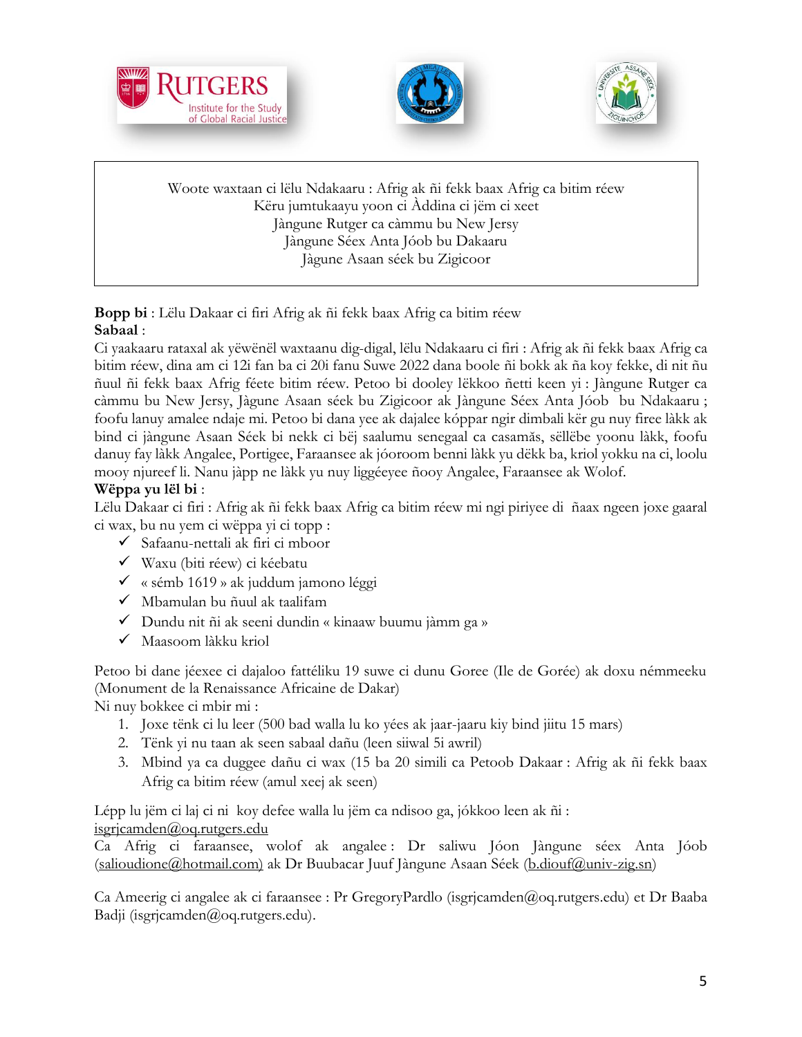Woote waxtaan ci lëlu Ndakaaru : Afrig ak ñi fekk baax Afrig ca bitim réew
Këru jumtukaayu yoon ci Àddina ci jëm ci xeet
Jàngune Rutger ca càmmu bu New Jersy
Jàngune Séex Anta Jóob bu Dakaaru
Jàgune Asaan séek bu Zigicoor

**Bopp bi** : Lëlu Dakaar ci firi Afrig ak ñi fekk baax Afrig ca bitim réew
**Sabaal** :
Ci yaakaaru rataxal ak yëwënël waxtaanu dig-digal, lëlu Ndakaaru ci firi : Afrig ak ñi fekk baax Afrig ca bitim réew, dina am ci 12i fan ba ci 20i fanu Suwe 2022 dana boole ñi bokk ak ña koy fekke, di nit ñu ñuul ñi fekk baax Afrig féete bitim réew. Petoo bi dooley lëkkoo ñetti keen yi : Jàngune Rutger ca càmmu bu New Jersy, Jàgune Asaan séek bu Zigicoor ak Jàngune Séex Anta Jóob bu Ndakaaru ; foofu lanuy amalee ndaje mi. Petoo bi dana yee ak dajalee kóppar ngir dimbali kër gu nuy firee làkk ak bind ci jàngune Asaan Séek bi nekk ci bëj saalumu senegaal ca casamãs, sëllëbe yoonu làkk, foofu danuy fay làkk Angalee, Portigee, Faraansee ak jóoroom benni làkk yu dëkk ba, kriol yokku na ci, loolu mooy njureef li. Nanu jàpp ne làkk yu nuy liggéeyee ñooy Angalee, Faraansee ak Wolof.
**Wëppa yu lël bi** :
Lëlu Dakaar ci firi : Afrig ak ñi fekk baax Afrig ca bitim réew mi ngi piriyee di ñaax ngeen joxe gaaral ci wax, bu nu yem ci wëppa yi ci topp :

- ✓ Safaanu-nettali ak firi ci mboor
- ✓ Waxu (biti réew) ci kéebatu
- ✓ « sémb 1619 » ak juddum jamono léggi
- ✓ Mbamulan bu ñuul ak taalifam
- ✓ Dundu nit ñi ak seeni dundin « kinaaw buumu jàmm ga »
- ✓ Maasoom làkku kriol

Petoo bi dane jéexee ci dajaloo fattéliku 19 suwe ci dunu Goree (Ile de Gorée) ak doxu némmeeku (Monument de la Renaissance Africaine de Dakar)
Ni nuy bokkee ci mbir mi :

1. Joxe tënk ci lu leer (500 bad walla lu ko yées ak jaar-jaaru kiy bind jiitu 15 mars)
2. Tënk yi nu taan ak seen sabaal dañu (leen siiwal 5i awril)
3. Mbind ya ca duggee dañu ci wax (15 ba 20 simili ca Petoob Dakaar : Afrig ak ñi fekk baax Afrig ca bitim réew (amul xeej ak seen)

Lépp lu jëm ci laj ci ni koy defee walla lu jëm ca ndisoo ga, jókkoo leen ak ñi :
isgrjcamden@oq.rutgers.edu
Ca Afrig ci faraansee, wolof ak angalee : Dr saliwu Jóon Jàngune séex Anta Jóob (salioudione@hotmail.com) ak Dr Buubacar Juuf Jàngune Asaan Séek (b.diouf@univ-zig.sn)

Ca Ameerig ci angalee ak ci faraansee : Pr GregoryPardlo (isgrjcamden@oq.rutgers.edu) et Dr Baaba Badji (isgrjcamden@oq.rutgers.edu).